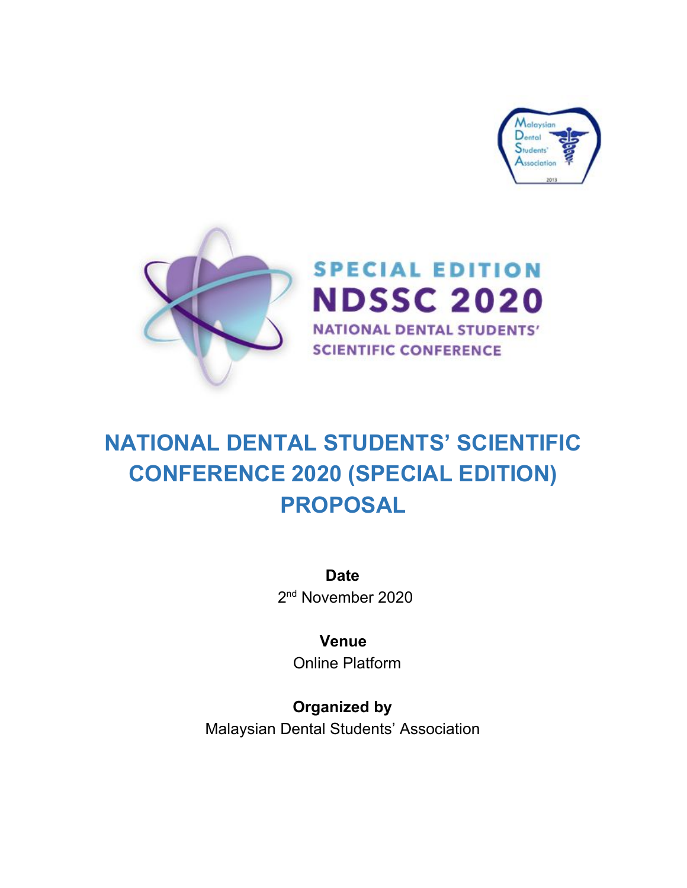# NATIONAL DENTAL STUDENTS' SCIENTIFIC CONFERENCE 2020 (SPECIAL EDITION) PROPOSAL

**Date**

2nd November 2020

**Venue**

Online Platform

**Organized by**

Malaysian Dental Students' Association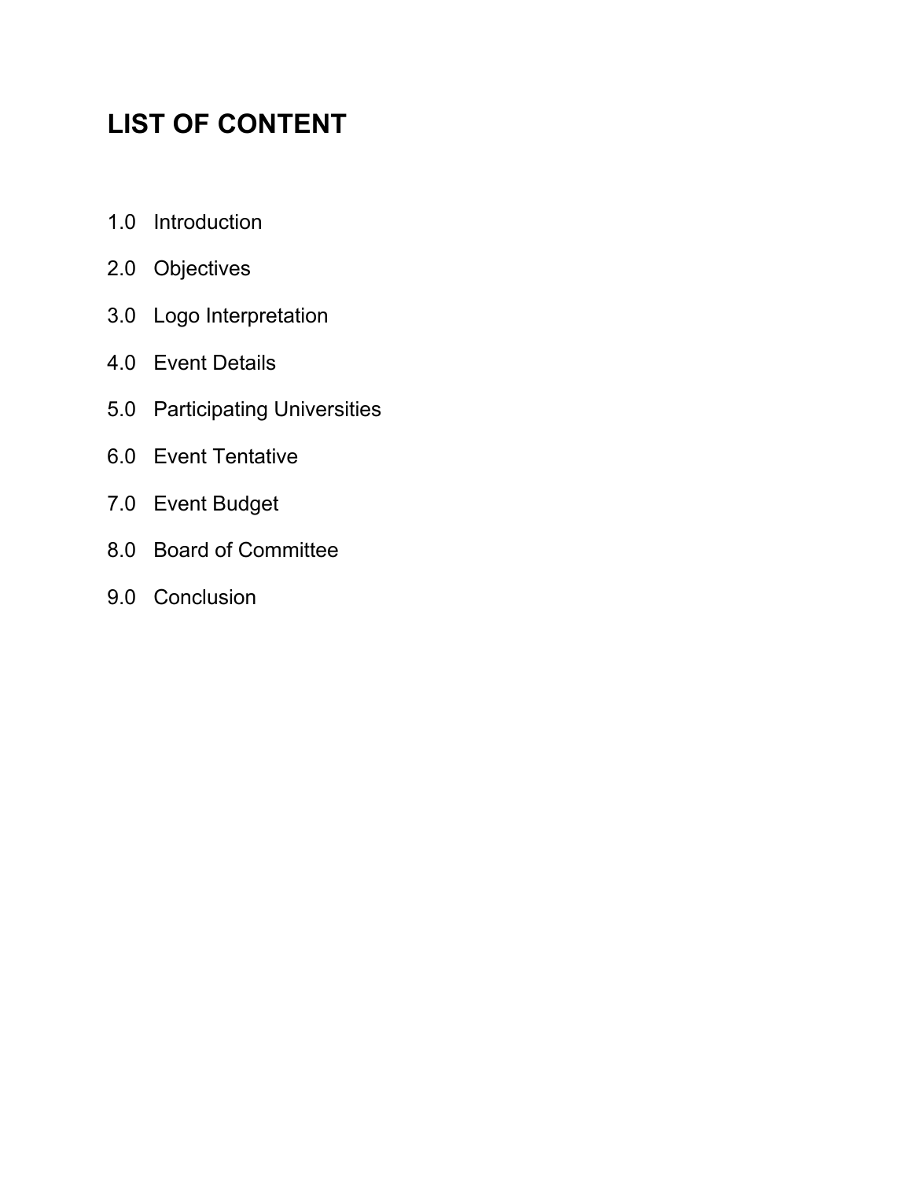# LIST OF CONTENT

1.0 Introduction

2.0 Objectives

3.0 Logo Interpretation

4.0 Event Details

5.0 Participating Universities

6.0 Event Tentative

7.0 Event Budget

8.0 Board of Committee

9.0 Conclusion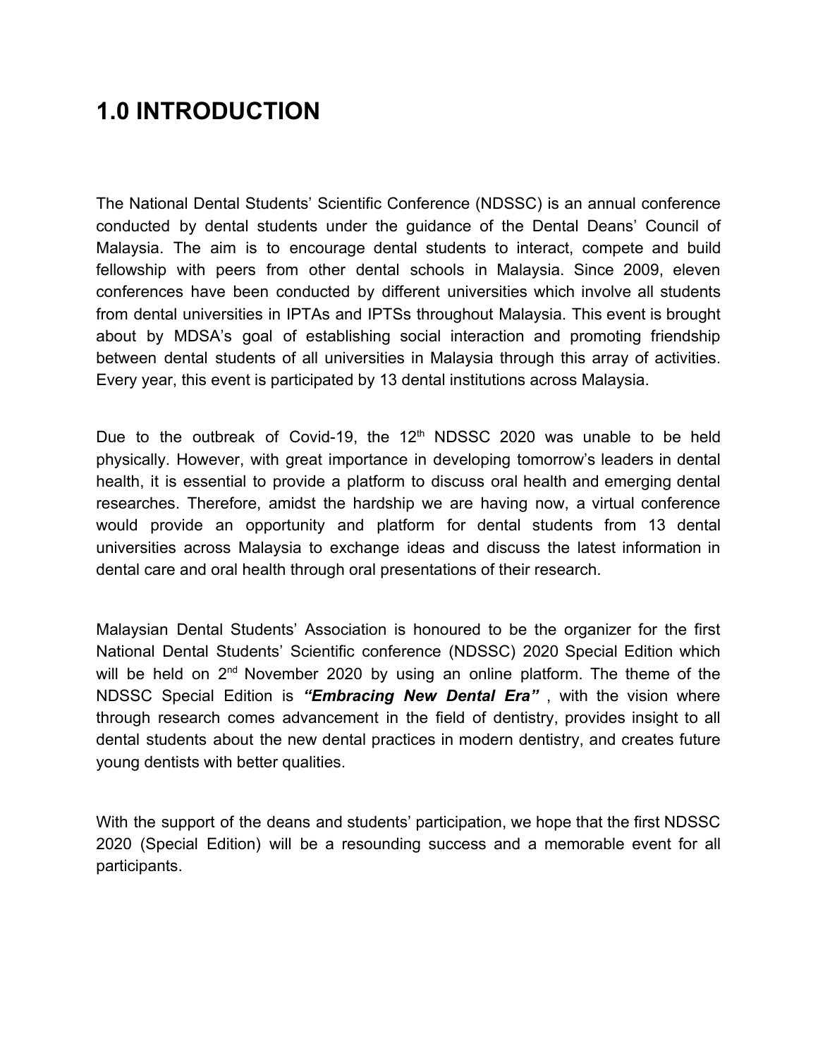# 1.0 INTRODUCTION

The National Dental Students' Scientific Conference (NDSSC) is an annual conference conducted by dental students under the guidance of the Dental Deans' Council of Malaysia. The aim is to encourage dental students to interact, compete and build fellowship with peers from other dental schools in Malaysia. Since 2009, eleven conferences have been conducted by different universities which involve all students from dental universities in IPTAs and IPTSs throughout Malaysia. This event is brought about by MDSA's goal of establishing social interaction and promoting friendship between dental students of all universities in Malaysia through this array of activities. Every year, this event is participated by 13 dental institutions across Malaysia.

Due to the outbreak of Covid-19, the 12th NDSSC 2020 was unable to be held physically. However, with great importance in developing tomorrow's leaders in dental health, it is essential to provide a platform to discuss oral health and emerging dental researches. Therefore, amidst the hardship we are having now, a virtual conference would provide an opportunity and platform for dental students from 13 dental universities across Malaysia to exchange ideas and discuss the latest information in dental care and oral health through oral presentations of their research.

Malaysian Dental Students' Association is honoured to be the organizer for the first National Dental Students' Scientific conference (NDSSC) 2020 Special Edition which will be held on 2nd November 2020 by using an online platform. The theme of the NDSSC Special Edition is ***"Embracing New Dental Era"*** , with the vision where through research comes advancement in the field of dentistry, provides insight to all dental students about the new dental practices in modern dentistry, and creates future young dentists with better qualities.

With the support of the deans and students' participation, we hope that the first NDSSC 2020 (Special Edition) will be a resounding success and a memorable event for all participants.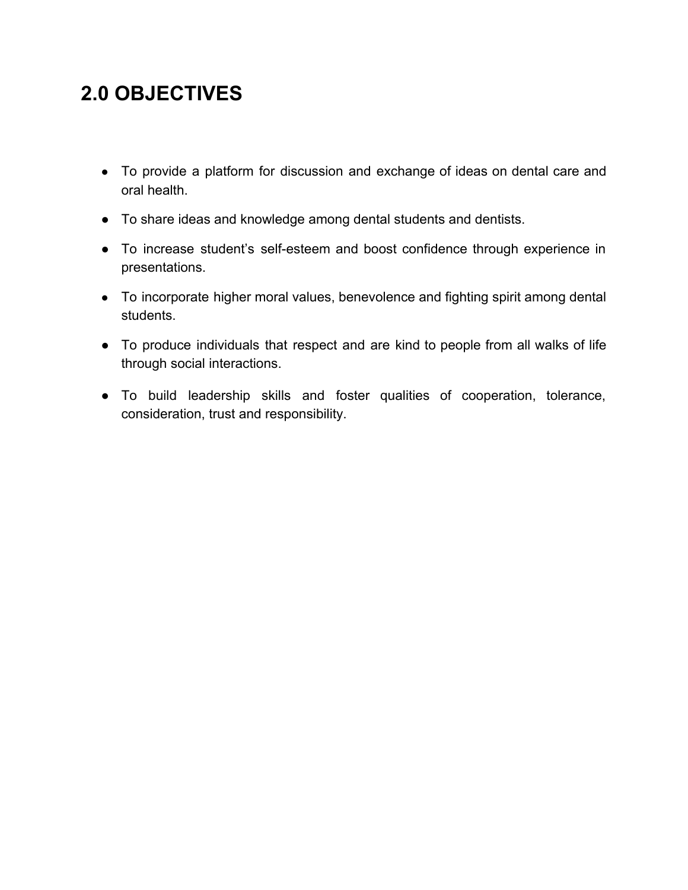## 2.0 OBJECTIVES

- To provide a platform for discussion and exchange of ideas on dental care and oral health.
- To share ideas and knowledge among dental students and dentists.
- To increase student's self-esteem and boost confidence through experience in presentations.
- To incorporate higher moral values, benevolence and fighting spirit among dental students.
- To produce individuals that respect and are kind to people from all walks of life through social interactions.
- To build leadership skills and foster qualities of cooperation, tolerance, consideration, trust and responsibility.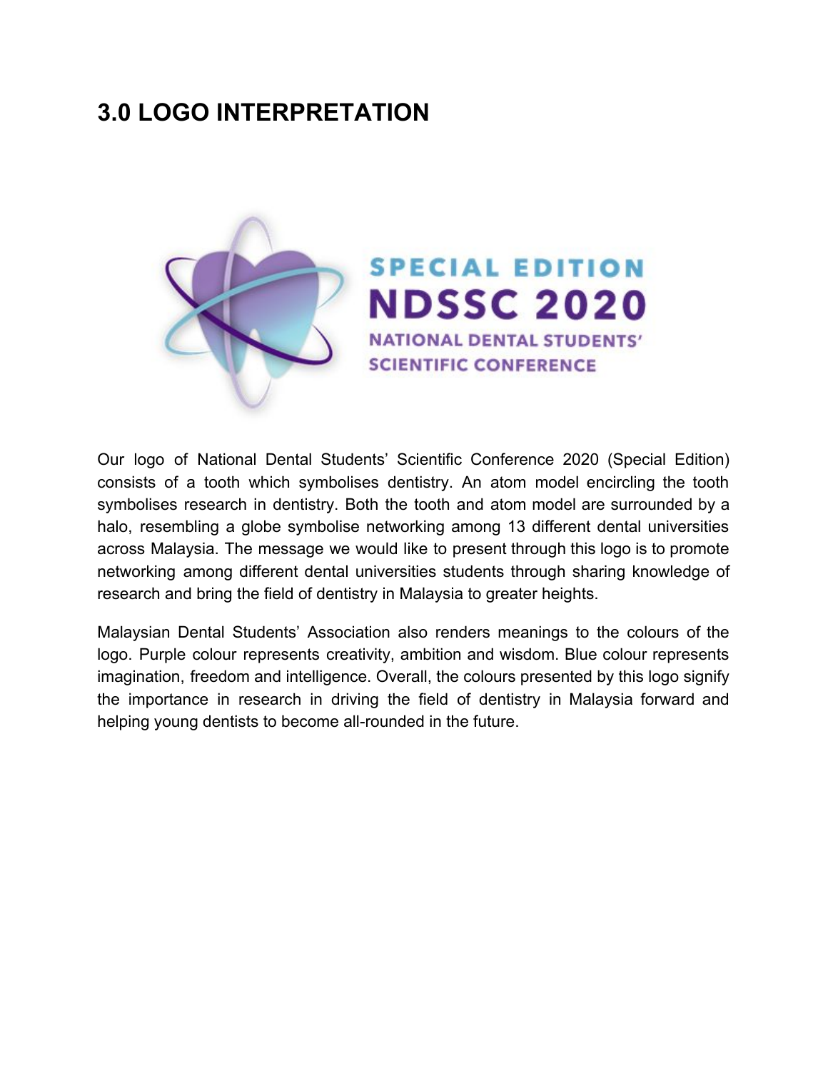## 3.0 LOGO INTERPRETATION

Our logo of National Dental Students' Scientific Conference 2020 (Special Edition) consists of a tooth which symbolises dentistry. An atom model encircling the tooth symbolises research in dentistry. Both the tooth and atom model are surrounded by a halo, resembling a globe symbolise networking among 13 different dental universities across Malaysia. The message we would like to present through this logo is to promote networking among different dental universities students through sharing knowledge of research and bring the field of dentistry in Malaysia to greater heights.

Malaysian Dental Students' Association also renders meanings to the colours of the logo. Purple colour represents creativity, ambition and wisdom. Blue colour represents imagination, freedom and intelligence. Overall, the colours presented by this logo signify the importance in research in driving the field of dentistry in Malaysia forward and helping young dentists to become all-rounded in the future.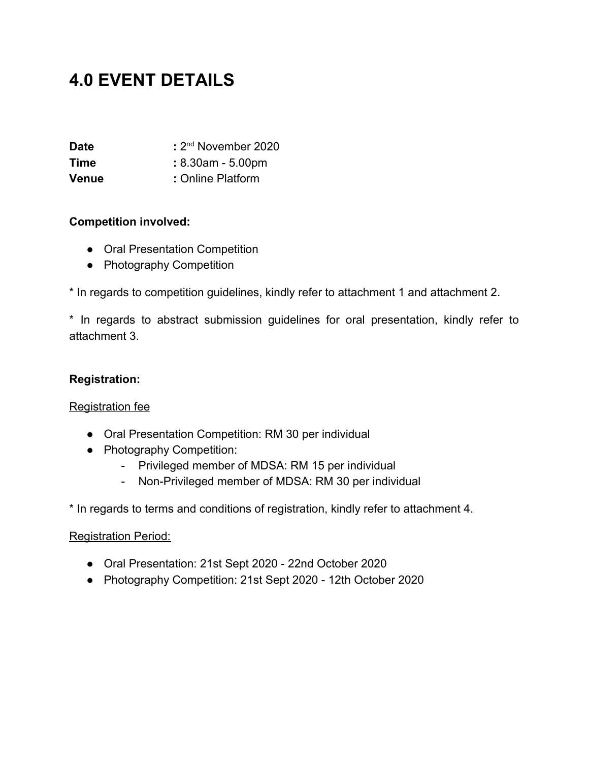# 4.0 EVENT DETAILS

**Date** : 2nd November 2020
**Time** : 8.30am - 5.00pm
**Venue** : Online Platform

**Competition involved:**

- Oral Presentation Competition
- Photography Competition

* In regards to competition guidelines, kindly refer to attachment 1 and attachment 2.

* In regards to abstract submission guidelines for oral presentation, kindly refer to attachment 3.

**Registration:**

<u>Registration fee</u>

- Oral Presentation Competition: RM 30 per individual
- Photography Competition:
  - Privileged member of MDSA: RM 15 per individual
  - Non-Privileged member of MDSA: RM 30 per individual

* In regards to terms and conditions of registration, kindly refer to attachment 4.

<u>Registration Period:</u>

- Oral Presentation: 21st Sept 2020 - 22nd October 2020
- Photography Competition: 21st Sept 2020 - 12th October 2020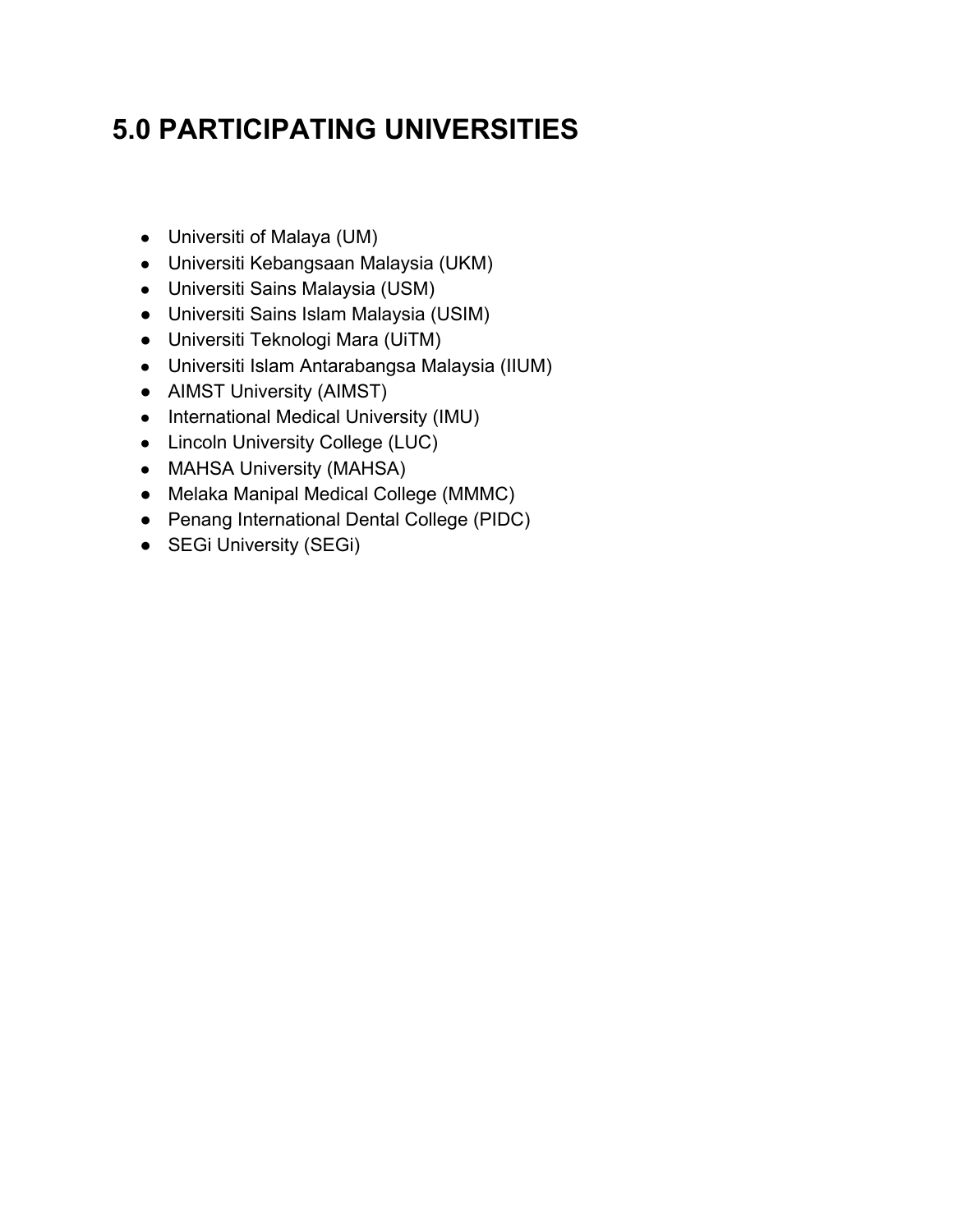# 5.0 PARTICIPATING UNIVERSITIES

- Universiti of Malaya (UM)
- Universiti Kebangsaan Malaysia (UKM)
- Universiti Sains Malaysia (USM)
- Universiti Sains Islam Malaysia (USIM)
- Universiti Teknologi Mara (UiTM)
- Universiti Islam Antarabangsa Malaysia (IIUM)
- AIMST University (AIMST)
- International Medical University (IMU)
- Lincoln University College (LUC)
- MAHSA University (MAHSA)
- Melaka Manipal Medical College (MMMC)
- Penang International Dental College (PIDC)
- SEGi University (SEGi)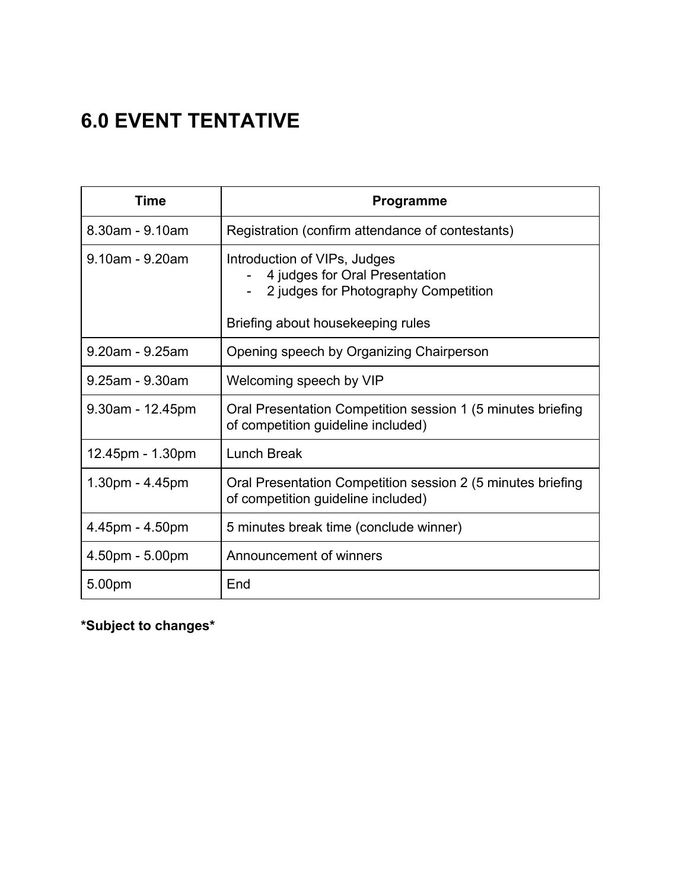## 6.0 EVENT TENTATIVE

| Time | Programme |
|---|---|
| 8.30am - 9.10am | Registration (confirm attendance of contestants) |
| 9.10am - 9.20am | Introduction of VIPs, Judges<br>- 4 judges for Oral Presentation<br>- 2 judges for Photography Competition<br><br>Briefing about housekeeping rules |
| 9.20am - 9.25am | Opening speech by Organizing Chairperson |
| 9.25am - 9.30am | Welcoming speech by VIP |
| 9.30am - 12.45pm | Oral Presentation Competition session 1 (5 minutes briefing of competition guideline included) |
| 12.45pm - 1.30pm | Lunch Break |
| 1.30pm - 4.45pm | Oral Presentation Competition session 2 (5 minutes briefing of competition guideline included) |
| 4.45pm - 4.50pm | 5 minutes break time (conclude winner) |
| 4.50pm - 5.00pm | Announcement of winners |
| 5.00pm | End |

**\*Subject to changes\***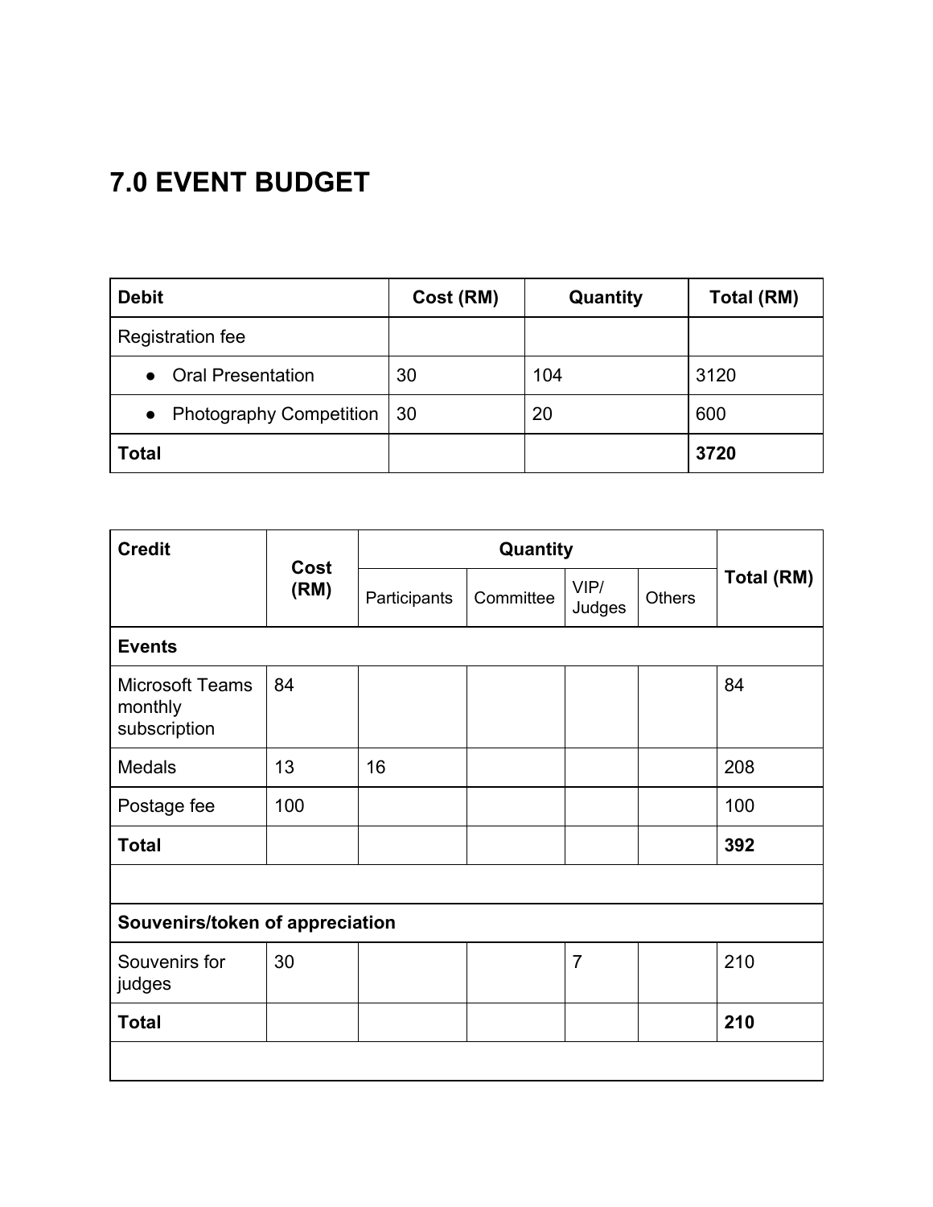# 7.0 EVENT BUDGET

| Debit | Cost (RM) | Quantity | Total (RM) |
|---|---|---|---|
| Registration fee | | | |
| • Oral Presentation | 30 | 104 | 3120 |
| • Photography Competition | 30 | 20 | 600 |
| **Total** | | | **3720** |

| Credit | Cost (RM) | Quantity | | | | Total (RM) |
|---|---|---|---|---|---|---|
| | | Participants | Committee | VIP/ Judges | Others | |
| **Events** | | | | | | |
| Microsoft Teams monthly subscription | 84 | | | | | 84 |
| Medals | 13 | 16 | | | | 208 |
| Postage fee | 100 | | | | | 100 |
| **Total** | | | | | | **392** |
| | | | | | | |
| **Souvenirs/token of appreciation** | | | | | | |
| Souvenirs for judges | 30 | | | 7 | | 210 |
| **Total** | | | | | | **210** |
| | | | | | | |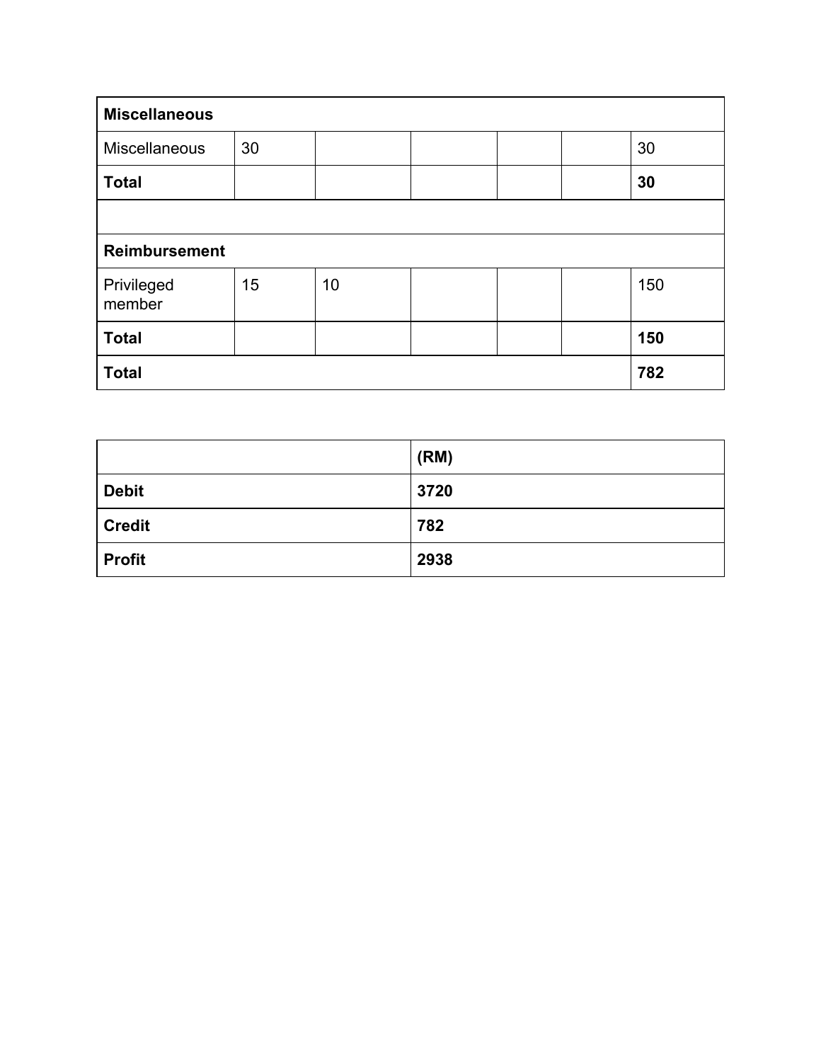| Miscellaneous | | | | | | |
| --- | --- | --- | --- | --- | --- | --- |
| Miscellaneous | 30 | | | | | 30 |
| **Total** | | | | | | **30** |
| | | | | | | |
| **Reimbursement** | | | | | | |
| Privileged member | 15 | 10 | | | | 150 |
| **Total** | | | | | | **150** |
| **Total** | | | | | | **782** |

| | (RM) |
| --- | --- |
| **Debit** | **3720** |
| **Credit** | **782** |
| **Profit** | **2938** |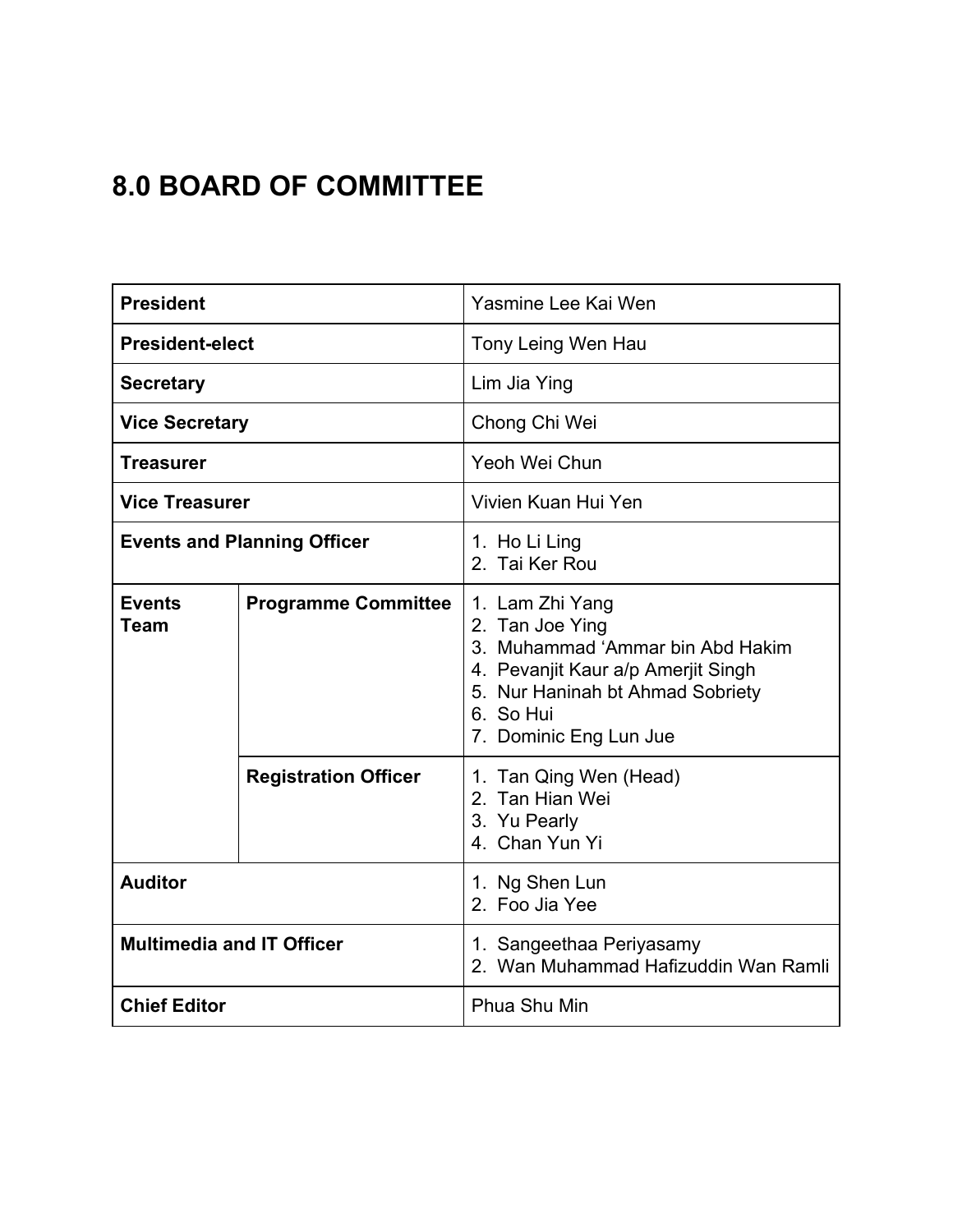## 8.0 BOARD OF COMMITTEE

| | | |
|---|---|---|
| **President** | | Yasmine Lee Kai Wen |
| **President-elect** | | Tony Leing Wen Hau |
| **Secretary** | | Lim Jia Ying |
| **Vice Secretary** | | Chong Chi Wei |
| **Treasurer** | | Yeoh Wei Chun |
| **Vice Treasurer** | | Vivien Kuan Hui Yen |
| **Events and Planning Officer** | | 1. Ho Li Ling<br>2. Tai Ker Rou |
| **Events Team** | **Programme Committee** | 1. Lam Zhi Yang<br>2. Tan Joe Ying<br>3. Muhammad 'Ammar bin Abd Hakim<br>4. Pevanjit Kaur a/p Amerjit Singh<br>5. Nur Haninah bt Ahmad Sobriety<br>6. So Hui<br>7. Dominic Eng Lun Jue |
| | **Registration Officer** | 1. Tan Qing Wen (Head)<br>2. Tan Hian Wei<br>3. Yu Pearly<br>4. Chan Yun Yi |
| **Auditor** | | 1. Ng Shen Lun<br>2. Foo Jia Yee |
| **Multimedia and IT Officer** | | 1. Sangeethaa Periyasamy<br>2. Wan Muhammad Hafizuddin Wan Ramli |
| **Chief Editor** | | Phua Shu Min |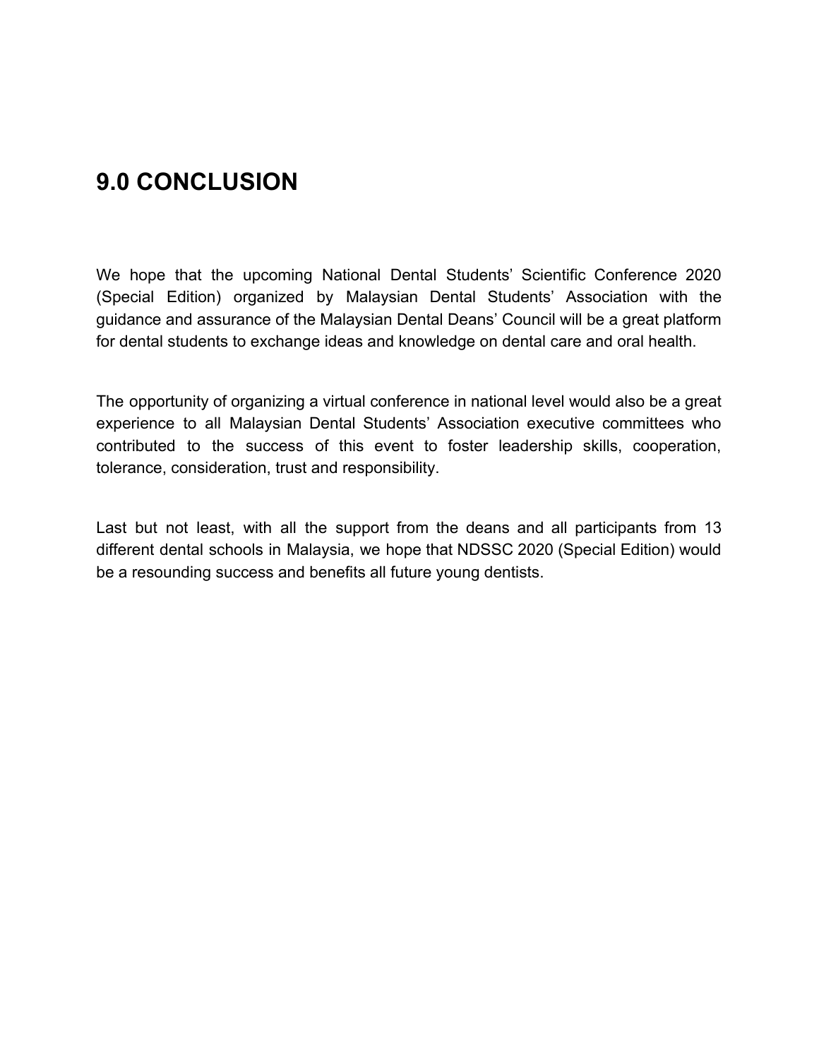# 9.0 CONCLUSION

We hope that the upcoming National Dental Students' Scientific Conference 2020 (Special Edition) organized by Malaysian Dental Students' Association with the guidance and assurance of the Malaysian Dental Deans' Council will be a great platform for dental students to exchange ideas and knowledge on dental care and oral health.

The opportunity of organizing a virtual conference in national level would also be a great experience to all Malaysian Dental Students' Association executive committees who contributed to the success of this event to foster leadership skills, cooperation, tolerance, consideration, trust and responsibility.

Last but not least, with all the support from the deans and all participants from 13 different dental schools in Malaysia, we hope that NDSSC 2020 (Special Edition) would be a resounding success and benefits all future young dentists.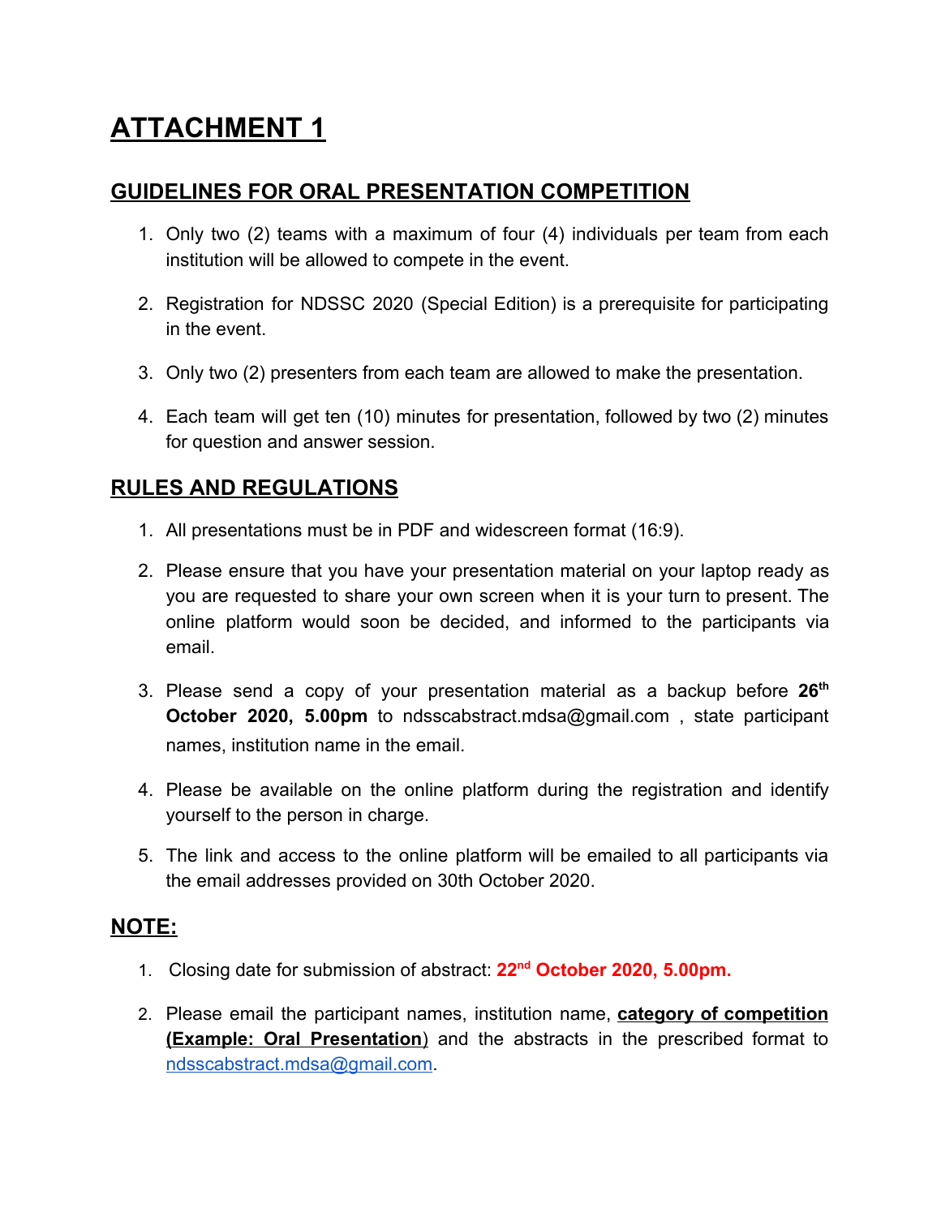# ATTACHMENT 1

## GUIDELINES FOR ORAL PRESENTATION COMPETITION

1. Only two (2) teams with a maximum of four (4) individuals per team from each institution will be allowed to compete in the event.
2. Registration for NDSSC 2020 (Special Edition) is a prerequisite for participating in the event.
3. Only two (2) presenters from each team are allowed to make the presentation.
4. Each team will get ten (10) minutes for presentation, followed by two (2) minutes for question and answer session.

## RULES AND REGULATIONS

1. All presentations must be in PDF and widescreen format (16:9).
2. Please ensure that you have your presentation material on your laptop ready as you are requested to share your own screen when it is your turn to present. The online platform would soon be decided, and informed to the participants via email.
3. Please send a copy of your presentation material as a backup before **26th October 2020, 5.00pm** to ndsscabstract.mdsa@gmail.com , state participant names, institution name in the email.
4. Please be available on the online platform during the registration and identify yourself to the person in charge.
5. The link and access to the online platform will be emailed to all participants via the email addresses provided on 30th October 2020.

## NOTE:

1. Closing date for submission of abstract: **22nd October 2020, 5.00pm.**
2. Please email the participant names, institution name, **category of competition (Example: Oral Presentation)** and the abstracts in the prescribed format to ndsscabstract.mdsa@gmail.com.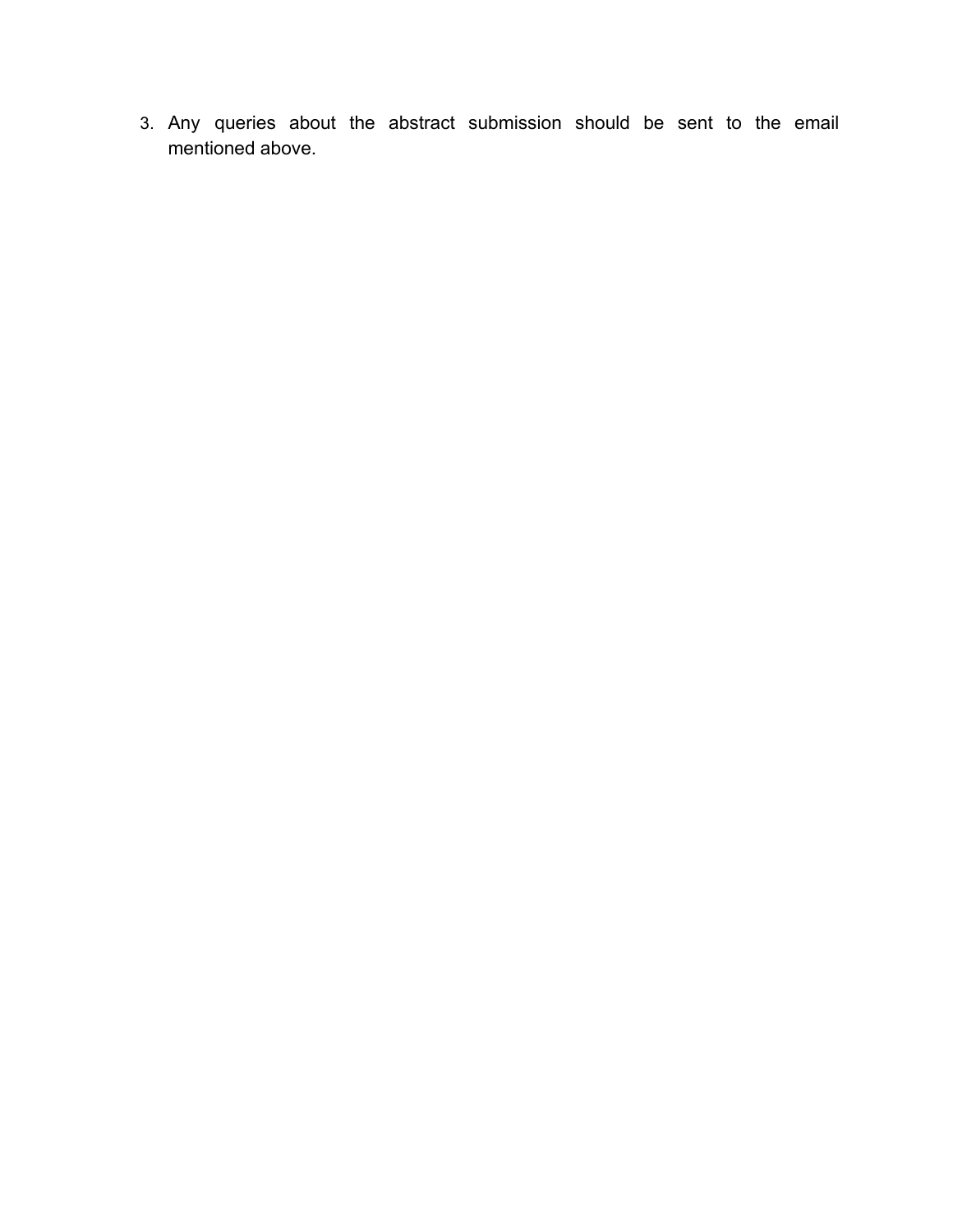3. Any queries about the abstract submission should be sent to the email mentioned above.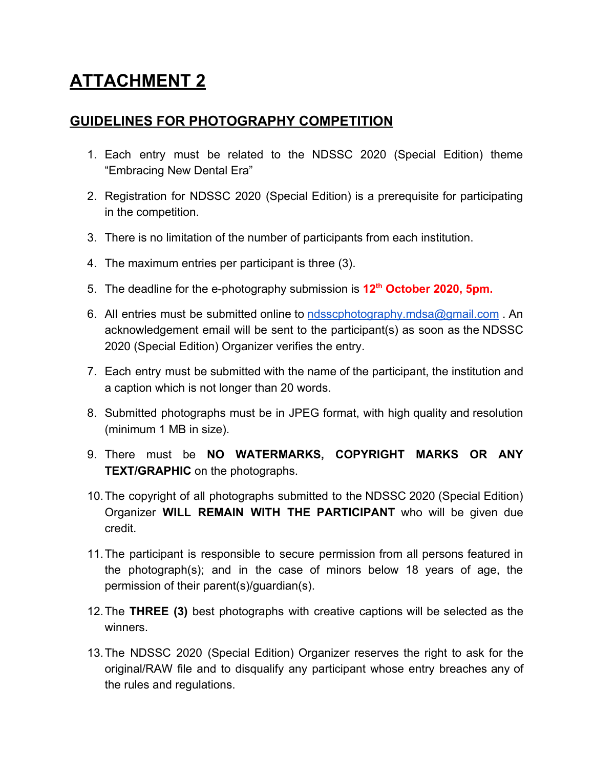# ATTACHMENT 2

## GUIDELINES FOR PHOTOGRAPHY COMPETITION

1. Each entry must be related to the NDSSC 2020 (Special Edition) theme "Embracing New Dental Era"
2. Registration for NDSSC 2020 (Special Edition) is a prerequisite for participating in the competition.
3. There is no limitation of the number of participants from each institution.
4. The maximum entries per participant is three (3).
5. The deadline for the e-photography submission is **12th October 2020, 5pm.**
6. All entries must be submitted online to ndsscphotography.mdsa@gmail.com . An acknowledgement email will be sent to the participant(s) as soon as the NDSSC 2020 (Special Edition) Organizer verifies the entry.
7. Each entry must be submitted with the name of the participant, the institution and a caption which is not longer than 20 words.
8. Submitted photographs must be in JPEG format, with high quality and resolution (minimum 1 MB in size).
9. There must be **NO WATERMARKS, COPYRIGHT MARKS OR ANY TEXT/GRAPHIC** on the photographs.
10. The copyright of all photographs submitted to the NDSSC 2020 (Special Edition) Organizer **WILL REMAIN WITH THE PARTICIPANT** who will be given due credit.
11. The participant is responsible to secure permission from all persons featured in the photograph(s); and in the case of minors below 18 years of age, the permission of their parent(s)/guardian(s).
12. The **THREE (3)** best photographs with creative captions will be selected as the winners.
13. The NDSSC 2020 (Special Edition) Organizer reserves the right to ask for the original/RAW file and to disqualify any participant whose entry breaches any of the rules and regulations.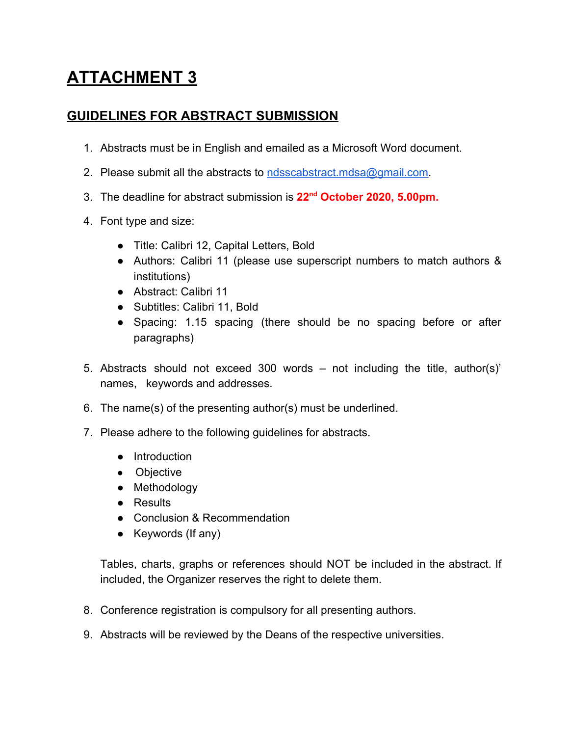# ATTACHMENT 3

## GUIDELINES FOR ABSTRACT SUBMISSION

1. Abstracts must be in English and emailed as a Microsoft Word document.
2. Please submit all the abstracts to ndsscabstract.mdsa@gmail.com.
3. The deadline for abstract submission is **22nd October 2020, 5.00pm.**
4. Font type and size:
   - Title: Calibri 12, Capital Letters, Bold
   - Authors: Calibri 11 (please use superscript numbers to match authors & institutions)
   - Abstract: Calibri 11
   - Subtitles: Calibri 11, Bold
   - Spacing: 1.15 spacing (there should be no spacing before or after paragraphs)
5. Abstracts should not exceed 300 words – not including the title, author(s)' names, keywords and addresses.
6. The name(s) of the presenting author(s) must be underlined.
7. Please adhere to the following guidelines for abstracts.
   - Introduction
   - Objective
   - Methodology
   - Results
   - Conclusion & Recommendation
   - Keywords (If any)

   Tables, charts, graphs or references should NOT be included in the abstract. If included, the Organizer reserves the right to delete them.
8. Conference registration is compulsory for all presenting authors.
9. Abstracts will be reviewed by the Deans of the respective universities.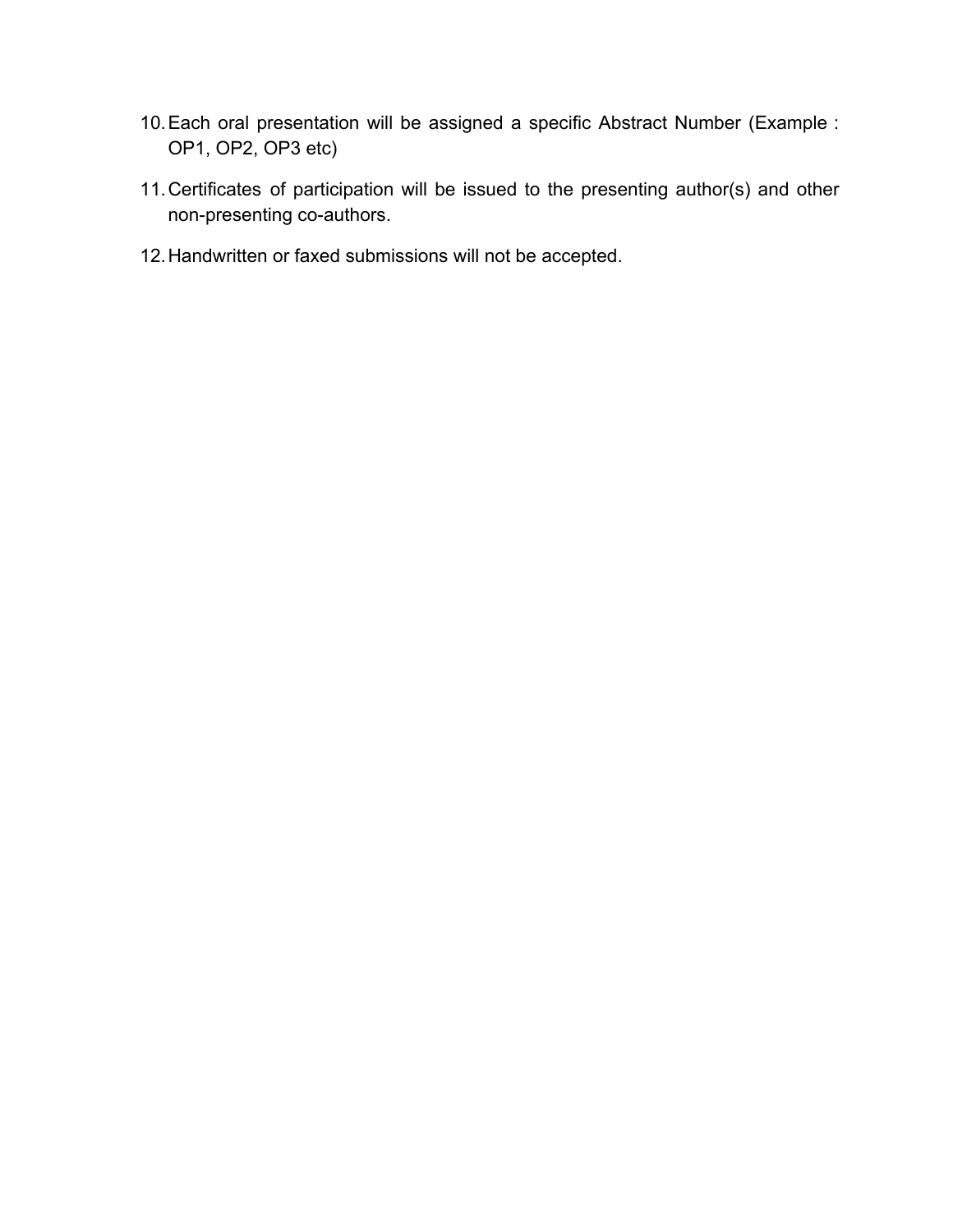10. Each oral presentation will be assigned a specific Abstract Number (Example : OP1, OP2, OP3 etc)
11. Certificates of participation will be issued to the presenting author(s) and other non-presenting co-authors.
12. Handwritten or faxed submissions will not be accepted.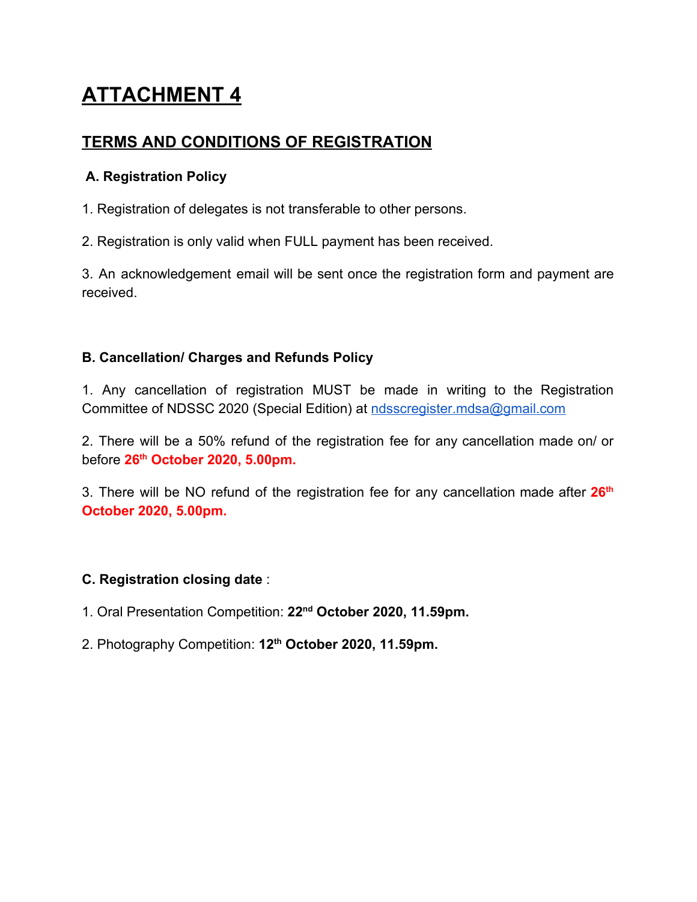# ATTACHMENT 4

## TERMS AND CONDITIONS OF REGISTRATION

### A. Registration Policy

1. Registration of delegates is not transferable to other persons.

2. Registration is only valid when FULL payment has been received.

3. An acknowledgement email will be sent once the registration form and payment are received.

### B. Cancellation/ Charges and Refunds Policy

1. Any cancellation of registration MUST be made in writing to the Registration Committee of NDSSC 2020 (Special Edition) at ndsscregister.mdsa@gmail.com

2. There will be a 50% refund of the registration fee for any cancellation made on/ or before **26th October 2020, 5.00pm.**

3. There will be NO refund of the registration fee for any cancellation made after **26th October 2020, 5.00pm.**

### C. Registration closing date :

1. Oral Presentation Competition: **22nd October 2020, 11.59pm.**

2. Photography Competition: **12th October 2020, 11.59pm.**